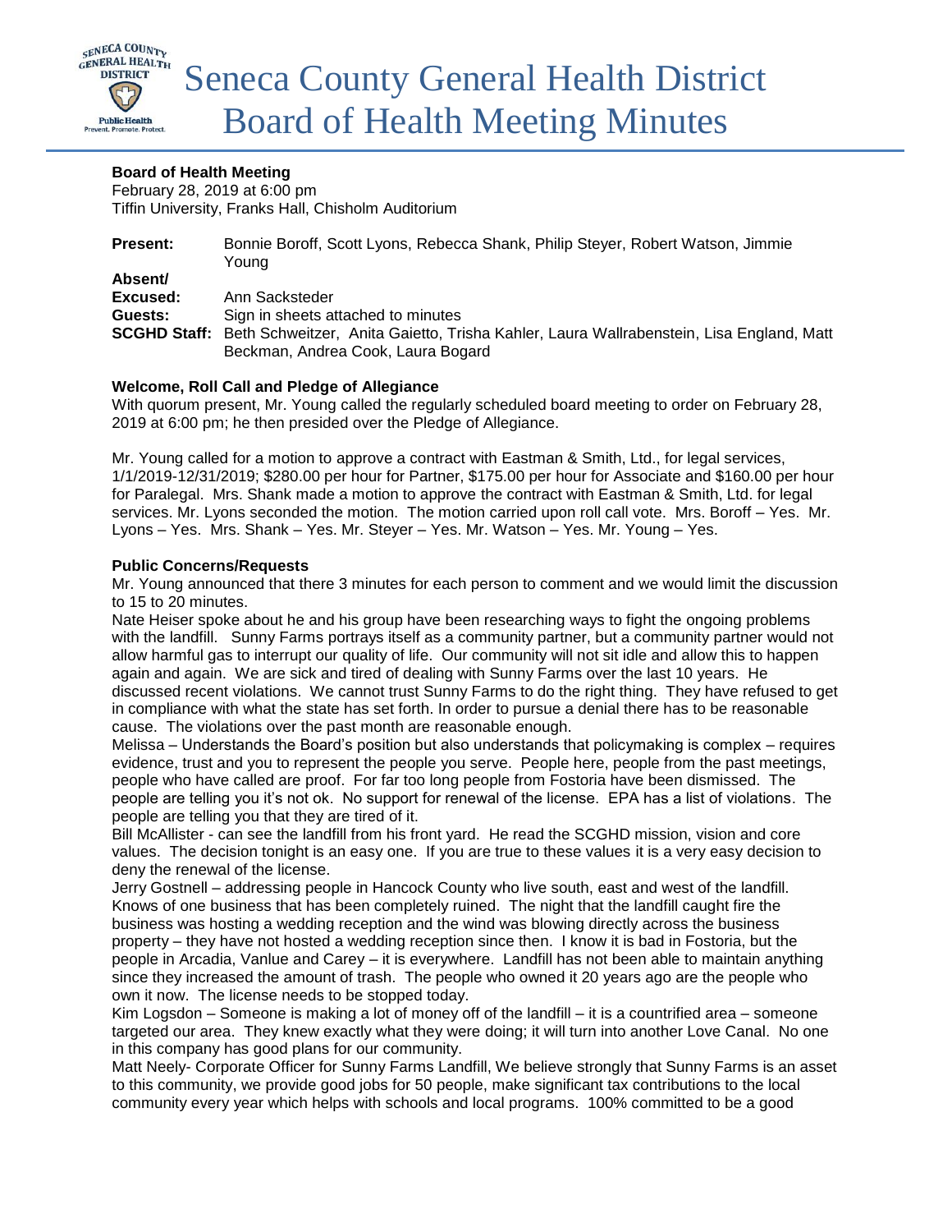# Seneca County General Health District Board of Health Meeting Minutes

**Board of Health Meeting**
February 28, 2019 at 6:00 pm
Tiffin University, Franks Hall, Chisholm Auditorium

**Present:** Bonnie Boroff, Scott Lyons, Rebecca Shank, Philip Steyer, Robert Watson, Jimmie Young
**Absent/ Excused:** Ann Sacksteder
**Guests:** Sign in sheets attached to minutes
**SCGHD Staff:** Beth Schweitzer, Anita Gaietto, Trisha Kahler, Laura Wallrabenstein, Lisa England, Matt Beckman, Andrea Cook, Laura Bogard

**Welcome, Roll Call and Pledge of Allegiance**

With quorum present, Mr. Young called the regularly scheduled board meeting to order on February 28, 2019 at 6:00 pm; he then presided over the Pledge of Allegiance.

Mr. Young called for a motion to approve a contract with Eastman & Smith, Ltd., for legal services, 1/1/2019-12/31/2019; $280.00 per hour for Partner, $175.00 per hour for Associate and $160.00 per hour for Paralegal. Mrs. Shank made a motion to approve the contract with Eastman & Smith, Ltd. for legal services. Mr. Lyons seconded the motion. The motion carried upon roll call vote. Mrs. Boroff – Yes. Mr. Lyons – Yes. Mrs. Shank – Yes. Mr. Steyer – Yes. Mr. Watson – Yes. Mr. Young – Yes.

**Public Concerns/Requests**

Mr. Young announced that there 3 minutes for each person to comment and we would limit the discussion to 15 to 20 minutes.

Nate Heiser spoke about he and his group have been researching ways to fight the ongoing problems with the landfill. Sunny Farms portrays itself as a community partner, but a community partner would not allow harmful gas to interrupt our quality of life. Our community will not sit idle and allow this to happen again and again. We are sick and tired of dealing with Sunny Farms over the last 10 years. He discussed recent violations. We cannot trust Sunny Farms to do the right thing. They have refused to get in compliance with what the state has set forth. In order to pursue a denial there has to be reasonable cause. The violations over the past month are reasonable enough.

Melissa – Understands the Board's position but also understands that policymaking is complex – requires evidence, trust and you to represent the people you serve. People here, people from the past meetings, people who have called are proof. For far too long people from Fostoria have been dismissed. The people are telling you it's not ok. No support for renewal of the license. EPA has a list of violations. The people are telling you that they are tired of it.

Bill McAllister - can see the landfill from his front yard. He read the SCGHD mission, vision and core values. The decision tonight is an easy one. If you are true to these values it is a very easy decision to deny the renewal of the license.

Jerry Gostnell – addressing people in Hancock County who live south, east and west of the landfill. Knows of one business that has been completely ruined. The night that the landfill caught fire the business was hosting a wedding reception and the wind was blowing directly across the business property – they have not hosted a wedding reception since then. I know it is bad in Fostoria, but the people in Arcadia, Vanlue and Carey – it is everywhere. Landfill has not been able to maintain anything since they increased the amount of trash. The people who owned it 20 years ago are the people who own it now. The license needs to be stopped today.

Kim Logsdon – Someone is making a lot of money off of the landfill – it is a countrified area – someone targeted our area. They knew exactly what they were doing; it will turn into another Love Canal. No one in this company has good plans for our community.

Matt Neely- Corporate Officer for Sunny Farms Landfill, We believe strongly that Sunny Farms is an asset to this community, we provide good jobs for 50 people, make significant tax contributions to the local community every year which helps with schools and local programs. 100% committed to be a good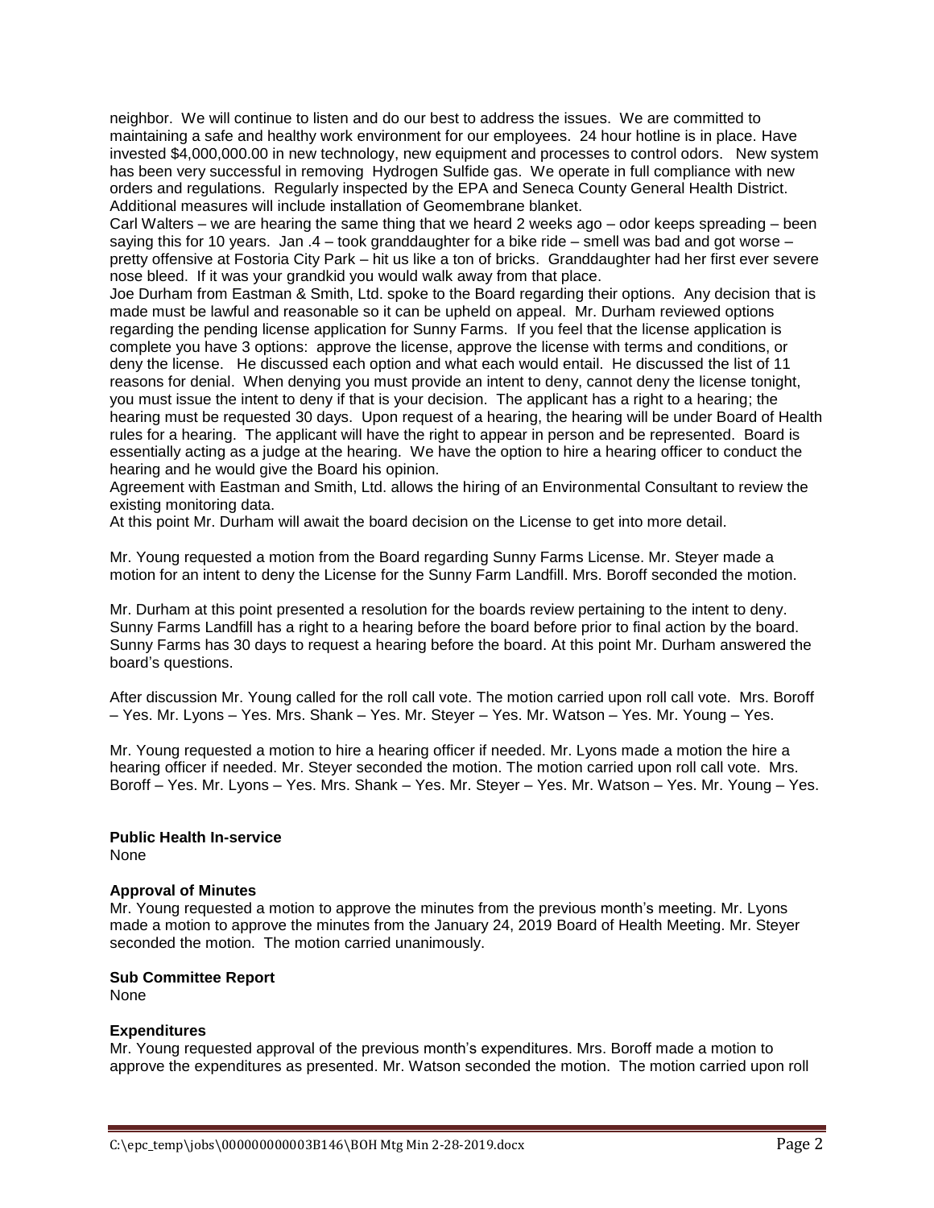neighbor. We will continue to listen and do our best to address the issues. We are committed to maintaining a safe and healthy work environment for our employees. 24 hour hotline is in place. Have invested $4,000,000.00 in new technology, new equipment and processes to control odors. New system has been very successful in removing Hydrogen Sulfide gas. We operate in full compliance with new orders and regulations. Regularly inspected by the EPA and Seneca County General Health District. Additional measures will include installation of Geomembrane blanket.

Carl Walters – we are hearing the same thing that we heard 2 weeks ago – odor keeps spreading – been saying this for 10 years. Jan .4 – took granddaughter for a bike ride – smell was bad and got worse – pretty offensive at Fostoria City Park – hit us like a ton of bricks. Granddaughter had her first ever severe nose bleed. If it was your grandkid you would walk away from that place.

Joe Durham from Eastman & Smith, Ltd. spoke to the Board regarding their options. Any decision that is made must be lawful and reasonable so it can be upheld on appeal. Mr. Durham reviewed options regarding the pending license application for Sunny Farms. If you feel that the license application is complete you have 3 options: approve the license, approve the license with terms and conditions, or deny the license. He discussed each option and what each would entail. He discussed the list of 11 reasons for denial. When denying you must provide an intent to deny, cannot deny the license tonight, you must issue the intent to deny if that is your decision. The applicant has a right to a hearing; the hearing must be requested 30 days. Upon request of a hearing, the hearing will be under Board of Health rules for a hearing. The applicant will have the right to appear in person and be represented. Board is essentially acting as a judge at the hearing. We have the option to hire a hearing officer to conduct the hearing and he would give the Board his opinion.

Agreement with Eastman and Smith, Ltd. allows the hiring of an Environmental Consultant to review the existing monitoring data.

At this point Mr. Durham will await the board decision on the License to get into more detail.

Mr. Young requested a motion from the Board regarding Sunny Farms License. Mr. Steyer made a motion for an intent to deny the License for the Sunny Farm Landfill. Mrs. Boroff seconded the motion.

Mr. Durham at this point presented a resolution for the boards review pertaining to the intent to deny. Sunny Farms Landfill has a right to a hearing before the board before prior to final action by the board. Sunny Farms has 30 days to request a hearing before the board. At this point Mr. Durham answered the board's questions.

After discussion Mr. Young called for the roll call vote. The motion carried upon roll call vote. Mrs. Boroff – Yes. Mr. Lyons – Yes. Mrs. Shank – Yes. Mr. Steyer – Yes. Mr. Watson – Yes. Mr. Young – Yes.

Mr. Young requested a motion to hire a hearing officer if needed. Mr. Lyons made a motion the hire a hearing officer if needed. Mr. Steyer seconded the motion. The motion carried upon roll call vote. Mrs. Boroff – Yes. Mr. Lyons – Yes. Mrs. Shank – Yes. Mr. Steyer – Yes. Mr. Watson – Yes. Mr. Young – Yes.

**Public Health In-service**

None

**Approval of Minutes**

Mr. Young requested a motion to approve the minutes from the previous month's meeting. Mr. Lyons made a motion to approve the minutes from the January 24, 2019 Board of Health Meeting. Mr. Steyer seconded the motion. The motion carried unanimously.

**Sub Committee Report**

None

**Expenditures**

Mr. Young requested approval of the previous month's expenditures. Mrs. Boroff made a motion to approve the expenditures as presented. Mr. Watson seconded the motion. The motion carried upon roll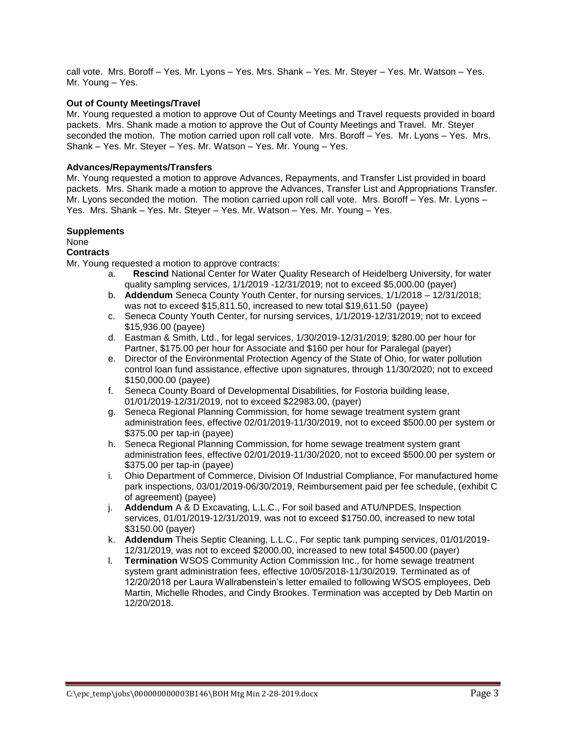call vote. Mrs. Boroff – Yes. Mr. Lyons – Yes. Mrs. Shank – Yes. Mr. Steyer – Yes. Mr. Watson – Yes. Mr. Young – Yes.

**Out of County Meetings/Travel**

Mr. Young requested a motion to approve Out of County Meetings and Travel requests provided in board packets. Mrs. Shank made a motion to approve the Out of County Meetings and Travel. Mr. Steyer seconded the motion. The motion carried upon roll call vote. Mrs. Boroff – Yes. Mr. Lyons – Yes. Mrs. Shank – Yes. Mr. Steyer – Yes. Mr. Watson – Yes. Mr. Young – Yes.

**Advances/Repayments/Transfers**

Mr. Young requested a motion to approve Advances, Repayments, and Transfer List provided in board packets. Mrs. Shank made a motion to approve the Advances, Transfer List and Appropriations Transfer. Mr. Lyons seconded the motion. The motion carried upon roll call vote. Mrs. Boroff – Yes. Mr. Lyons – Yes. Mrs. Shank – Yes. Mr. Steyer – Yes. Mr. Watson – Yes. Mr. Young – Yes.

**Supplements**

None

**Contracts**

Mr. Young requested a motion to approve contracts:

a. **Rescind** National Center for Water Quality Research of Heidelberg University, for water quality sampling services, 1/1/2019 -12/31/2019; not to exceed $5,000.00 (payer)
b. **Addendum** Seneca County Youth Center, for nursing services, 1/1/2018 – 12/31/2018; was not to exceed $15,811.50, increased to new total $19,611.50 (payee)
c. Seneca County Youth Center, for nursing services, 1/1/2019-12/31/2019; not to exceed $15,936.00 (payee)
d. Eastman & Smith, Ltd., for legal services, 1/30/2019-12/31/2019; $280.00 per hour for Partner, $175.00 per hour for Associate and $160 per hour for Paralegal (payer)
e. Director of the Environmental Protection Agency of the State of Ohio, for water pollution control loan fund assistance, effective upon signatures, through 11/30/2020; not to exceed $150,000.00 (payee)
f. Seneca County Board of Developmental Disabilities, for Fostoria building lease, 01/01/2019-12/31/2019, not to exceed $22983.00, (payer)
g. Seneca Regional Planning Commission, for home sewage treatment system grant administration fees, effective 02/01/2019-11/30/2019, not to exceed $500.00 per system or $375.00 per tap-in (payee)
h. Seneca Regional Planning Commission, for home sewage treatment system grant administration fees, effective 02/01/2019-11/30/2020, not to exceed $500.00 per system or $375.00 per tap-in (payee)
i. Ohio Department of Commerce, Division Of Industrial Compliance, For manufactured home park inspections, 03/01/2019-06/30/2019, Reimbursement paid per fee schedule, (exhibit C of agreement) (payee)
j. **Addendum** A & D Excavating, L.L.C., For soil based and ATU/NPDES, Inspection services, 01/01/2019-12/31/2019, was not to exceed $1750.00, increased to new total $3150.00 (payer)
k. **Addendum** Theis Septic Cleaning, L.L.C., For septic tank pumping services, 01/01/2019-12/31/2019, was not to exceed $2000.00, increased to new total $4500.00 (payer)
l. **Termination** WSOS Community Action Commission Inc., for home sewage treatment system grant administration fees, effective 10/05/2018-11/30/2019. Terminated as of 12/20/2018 per Laura Wallrabenstein's letter emailed to following WSOS employees, Deb Martin, Michelle Rhodes, and Cindy Brookes. Termination was accepted by Deb Martin on 12/20/2018.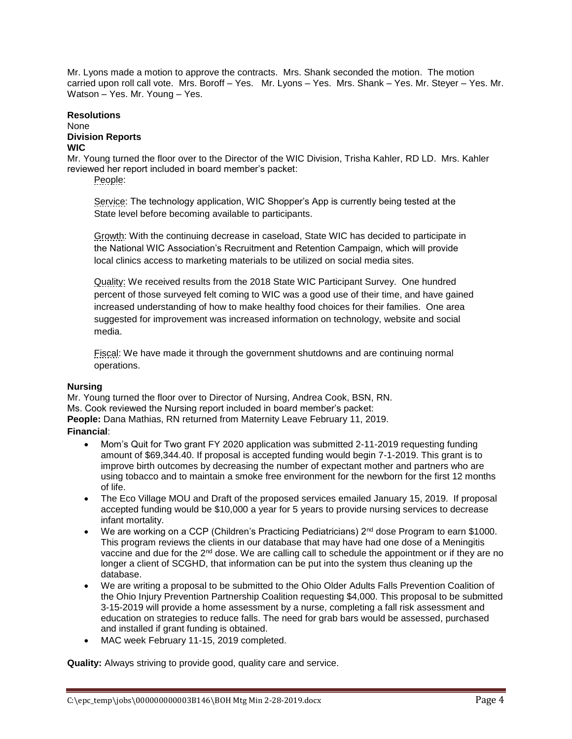Mr. Lyons made a motion to approve the contracts. Mrs. Shank seconded the motion. The motion carried upon roll call vote. Mrs. Boroff – Yes. Mr. Lyons – Yes. Mrs. Shank – Yes. Mr. Steyer – Yes. Mr. Watson – Yes. Mr. Young – Yes.

**Resolutions**

None

**Division Reports**

**WIC**

Mr. Young turned the floor over to the Director of the WIC Division, Trisha Kahler, RD LD. Mrs. Kahler reviewed her report included in board member's packet:

People:

Service: The technology application, WIC Shopper's App is currently being tested at the State level before becoming available to participants.

Growth: With the continuing decrease in caseload, State WIC has decided to participate in the National WIC Association's Recruitment and Retention Campaign, which will provide local clinics access to marketing materials to be utilized on social media sites.

Quality: We received results from the 2018 State WIC Participant Survey. One hundred percent of those surveyed felt coming to WIC was a good use of their time, and have gained increased understanding of how to make healthy food choices for their families. One area suggested for improvement was increased information on technology, website and social media.

Fiscal: We have made it through the government shutdowns and are continuing normal operations.

**Nursing**

Mr. Young turned the floor over to Director of Nursing, Andrea Cook, BSN, RN.
Ms. Cook reviewed the Nursing report included in board member's packet:

**People:** Dana Mathias, RN returned from Maternity Leave February 11, 2019.

**Financial**:

- Mom's Quit for Two grant FY 2020 application was submitted 2-11-2019 requesting funding amount of $69,344.40. If proposal is accepted funding would begin 7-1-2019. This grant is to improve birth outcomes by decreasing the number of expectant mother and partners who are using tobacco and to maintain a smoke free environment for the newborn for the first 12 months of life.
- The Eco Village MOU and Draft of the proposed services emailed January 15, 2019. If proposal accepted funding would be $10,000 a year for 5 years to provide nursing services to decrease infant mortality.
- We are working on a CCP (Children's Practicing Pediatricians) 2nd dose Program to earn $1000. This program reviews the clients in our database that may have had one dose of a Meningitis vaccine and due for the 2nd dose. We are calling call to schedule the appointment or if they are no longer a client of SCGHD, that information can be put into the system thus cleaning up the database.
- We are writing a proposal to be submitted to the Ohio Older Adults Falls Prevention Coalition of the Ohio Injury Prevention Partnership Coalition requesting $4,000. This proposal to be submitted 3-15-2019 will provide a home assessment by a nurse, completing a fall risk assessment and education on strategies to reduce falls. The need for grab bars would be assessed, purchased and installed if grant funding is obtained.
- MAC week February 11-15, 2019 completed.

**Quality:** Always striving to provide good, quality care and service.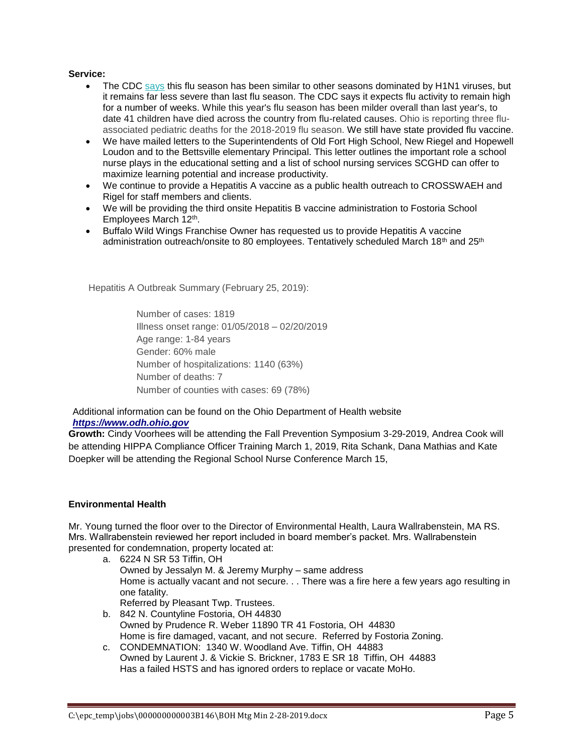**Service:**

- The CDC says this flu season has been similar to other seasons dominated by H1N1 viruses, but it remains far less severe than last flu season. The CDC says it expects flu activity to remain high for a number of weeks. While this year's flu season has been milder overall than last year's, to date 41 children have died across the country from flu-related causes. Ohio is reporting three flu-associated pediatric deaths for the 2018-2019 flu season. We still have state provided flu vaccine.
- We have mailed letters to the Superintendents of Old Fort High School, New Riegel and Hopewell Loudon and to the Bettsville elementary Principal. This letter outlines the important role a school nurse plays in the educational setting and a list of school nursing services SCGHD can offer to maximize learning potential and increase productivity.
- We continue to provide a Hepatitis A vaccine as a public health outreach to CROSSWAEH and Rigel for staff members and clients.
- We will be providing the third onsite Hepatitis B vaccine administration to Fostoria School Employees March 12th.
- Buffalo Wild Wings Franchise Owner has requested us to provide Hepatitis A vaccine administration outreach/onsite to 80 employees. Tentatively scheduled March 18th and 25th

Hepatitis A Outbreak Summary (February 25, 2019):

Number of cases: 1819
Illness onset range: 01/05/2018 – 02/20/2019
Age range: 1-84 years
Gender: 60% male
Number of hospitalizations: 1140 (63%)
Number of deaths: 7
Number of counties with cases: 69 (78%)

Additional information can be found on the Ohio Department of Health website
***https://www.odh.ohio.gov***

**Growth:** Cindy Voorhees will be attending the Fall Prevention Symposium 3-29-2019, Andrea Cook will be attending HIPPA Compliance Officer Training March 1, 2019, Rita Schank, Dana Mathias and Kate Doepker will be attending the Regional School Nurse Conference March 15,

**Environmental Health**

Mr. Young turned the floor over to the Director of Environmental Health, Laura Wallrabenstein, MA RS. Mrs. Wallrabenstein reviewed her report included in board member's packet. Mrs. Wallrabenstein presented for condemnation, property located at:

a. 6224 N SR 53 Tiffin, OH
   Owned by Jessalyn M. & Jeremy Murphy – same address
   Home is actually vacant and not secure. . . There was a fire here a few years ago resulting in one fatality.
   Referred by Pleasant Twp. Trustees.
b. 842 N. Countyline Fostoria, OH 44830
   Owned by Prudence R. Weber 11890 TR 41 Fostoria, OH 44830
   Home is fire damaged, vacant, and not secure. Referred by Fostoria Zoning.
c. CONDEMNATION: 1340 W. Woodland Ave. Tiffin, OH 44883
   Owned by Laurent J. & Vickie S. Brickner, 1783 E SR 18 Tiffin, OH 44883
   Has a failed HSTS and has ignored orders to replace or vacate MoHo.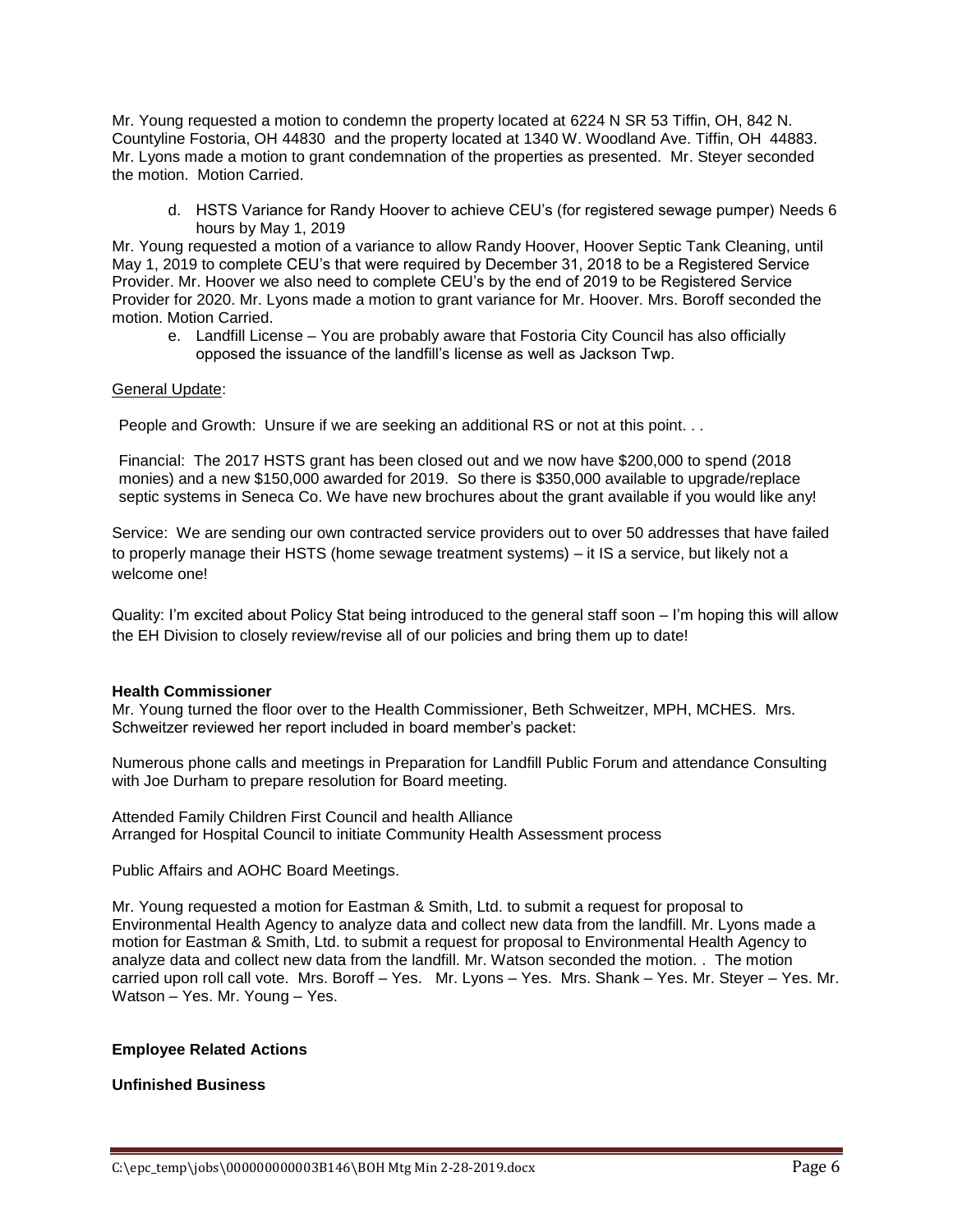Mr. Young requested a motion to condemn the property located at 6224 N SR 53 Tiffin, OH, 842 N. Countyline Fostoria, OH 44830 and the property located at 1340 W. Woodland Ave. Tiffin, OH 44883. Mr. Lyons made a motion to grant condemnation of the properties as presented. Mr. Steyer seconded the motion. Motion Carried.

d. HSTS Variance for Randy Hoover to achieve CEU's (for registered sewage pumper) Needs 6 hours by May 1, 2019

Mr. Young requested a motion of a variance to allow Randy Hoover, Hoover Septic Tank Cleaning, until May 1, 2019 to complete CEU's that were required by December 31, 2018 to be a Registered Service Provider. Mr. Hoover we also need to complete CEU's by the end of 2019 to be Registered Service Provider for 2020. Mr. Lyons made a motion to grant variance for Mr. Hoover. Mrs. Boroff seconded the motion. Motion Carried.

e. Landfill License – You are probably aware that Fostoria City Council has also officially opposed the issuance of the landfill's license as well as Jackson Twp.

General Update:

People and Growth: Unsure if we are seeking an additional RS or not at this point. . .

Financial: The 2017 HSTS grant has been closed out and we now have $200,000 to spend (2018 monies) and a new $150,000 awarded for 2019. So there is $350,000 available to upgrade/replace septic systems in Seneca Co. We have new brochures about the grant available if you would like any!

Service: We are sending our own contracted service providers out to over 50 addresses that have failed to properly manage their HSTS (home sewage treatment systems) – it IS a service, but likely not a welcome one!

Quality: I'm excited about Policy Stat being introduced to the general staff soon – I'm hoping this will allow the EH Division to closely review/revise all of our policies and bring them up to date!

**Health Commissioner**

Mr. Young turned the floor over to the Health Commissioner, Beth Schweitzer, MPH, MCHES. Mrs. Schweitzer reviewed her report included in board member's packet:

Numerous phone calls and meetings in Preparation for Landfill Public Forum and attendance Consulting with Joe Durham to prepare resolution for Board meeting.

Attended Family Children First Council and health Alliance
Arranged for Hospital Council to initiate Community Health Assessment process

Public Affairs and AOHC Board Meetings.

Mr. Young requested a motion for Eastman & Smith, Ltd. to submit a request for proposal to Environmental Health Agency to analyze data and collect new data from the landfill. Mr. Lyons made a motion for Eastman & Smith, Ltd. to submit a request for proposal to Environmental Health Agency to analyze data and collect new data from the landfill. Mr. Watson seconded the motion. . The motion carried upon roll call vote. Mrs. Boroff – Yes. Mr. Lyons – Yes. Mrs. Shank – Yes. Mr. Steyer – Yes. Mr. Watson – Yes. Mr. Young – Yes.

**Employee Related Actions**

**Unfinished Business**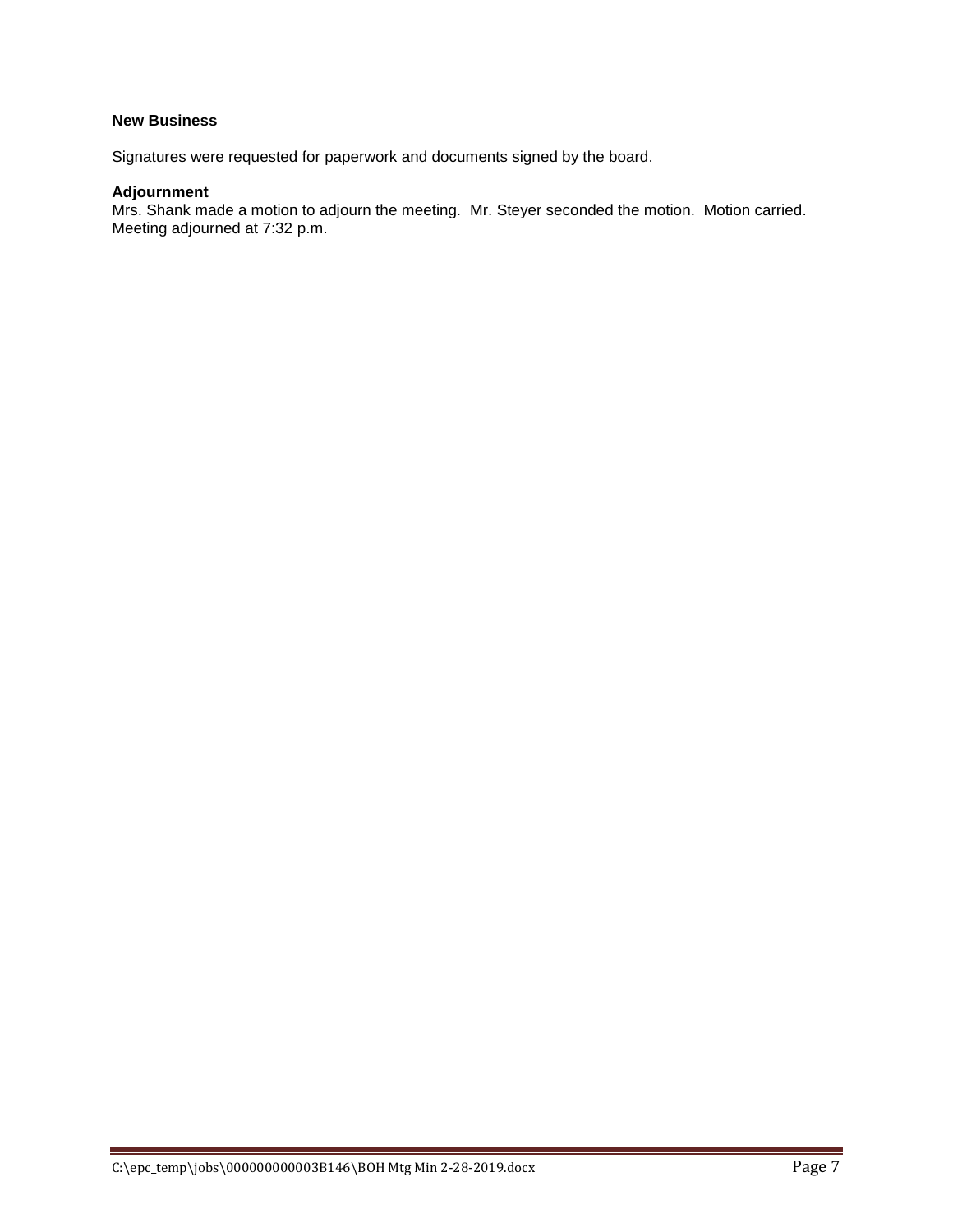**New Business**

Signatures were requested for paperwork and documents signed by the board.

**Adjournment**

Mrs. Shank made a motion to adjourn the meeting. Mr. Steyer seconded the motion. Motion carried. Meeting adjourned at 7:32 p.m.